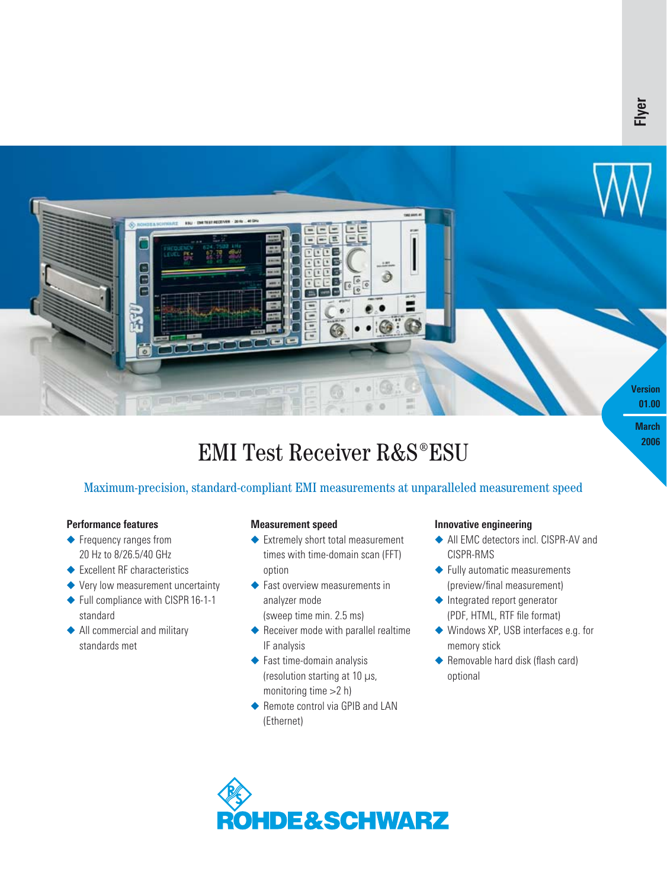Flyer

Version 01.00

March 2006

# EMI Test Receiver R&S®ESU

## Maximum-precision, standard-compliant EMI measurements at unparalleled measurement speed

### Performance features

- Frequency ranges from 20 Hz to 8/26.5/40 GHz
- Excellent RF characteristics
- Very low measurement uncertainty
- Full compliance with CISPR 16-1-1 standard
- All commercial and military standards met

### Measurement speed

- Extremely short total measurement times with time-domain scan (FFT) option
- Fast overview measurements in analyzer mode (sweep time min. 2.5 ms)
- Receiver mode with parallel realtime IF analysis
- Fast time-domain analysis (resolution starting at 10 µs, monitoring time >2 h)
- Remote control via GPIB and LAN (Ethernet)

### Innovative engineering

- All EMC detectors incl. CISPR-AV and CISPR-RMS
- Fully automatic measurements (preview/final measurement)
- Integrated report generator (PDF, HTML, RTF file format)
- Windows XP, USB interfaces e.g. for memory stick
- Removable hard disk (flash card) optional

ROHDE&SCHWARZ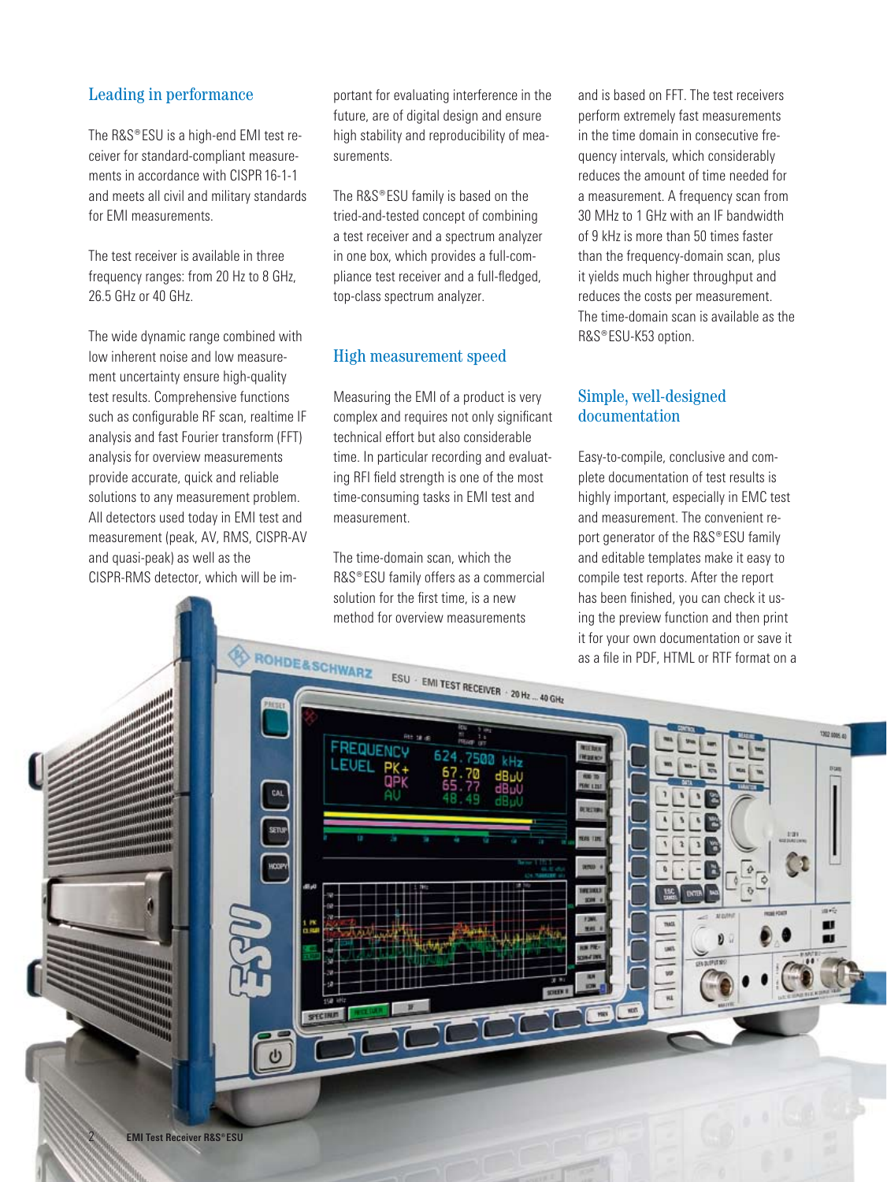## Leading in performance

The R&S®ESU is a high-end EMI test receiver for standard-compliant measurements in accordance with CISPR 16-1-1 and meets all civil and military standards for EMI measurements.

The test receiver is available in three frequency ranges: from 20 Hz to 8 GHz, 26.5 GHz or 40 GHz.

The wide dynamic range combined with low inherent noise and low measurement uncertainty ensure high-quality test results. Comprehensive functions such as configurable RF scan, realtime IF analysis and fast Fourier transform (FFT) analysis for overview measurements provide accurate, quick and reliable solutions to any measurement problem. All detectors used today in EMI test and measurement (peak, AV, RMS, CISPR-AV and quasi-peak) as well as the CISPR-RMS detector, which will be important for evaluating interference in the future, are of digital design and ensure high stability and reproducibility of measurements.

The R&S®ESU family is based on the tried-and-tested concept of combining a test receiver and a spectrum analyzer in one box, which provides a full-compliance test receiver and a full-fledged, top-class spectrum analyzer.

## High measurement speed

Measuring the EMI of a product is very complex and requires not only significant technical effort but also considerable time. In particular recording and evaluating RFI field strength is one of the most time-consuming tasks in EMI test and measurement.

The time-domain scan, which the R&S®ESU family offers as a commercial solution for the first time, is a new method for overview measurements and is based on FFT. The test receivers perform extremely fast measurements in the time domain in consecutive frequency intervals, which considerably reduces the amount of time needed for a measurement. A frequency scan from 30 MHz to 1 GHz with an IF bandwidth of 9 kHz is more than 50 times faster than the frequency-domain scan, plus it yields much higher throughput and reduces the costs per measurement. The time-domain scan is available as the R&S®ESU-K53 option.

## Simple, well-designed documentation

Easy-to-compile, conclusive and complete documentation of test results is highly important, especially in EMC test and measurement. The convenient report generator of the R&S®ESU family and editable templates make it easy to compile test reports. After the report has been finished, you can check it using the preview function and then print it for your own documentation or save it as a file in PDF, HTML or RTF format on a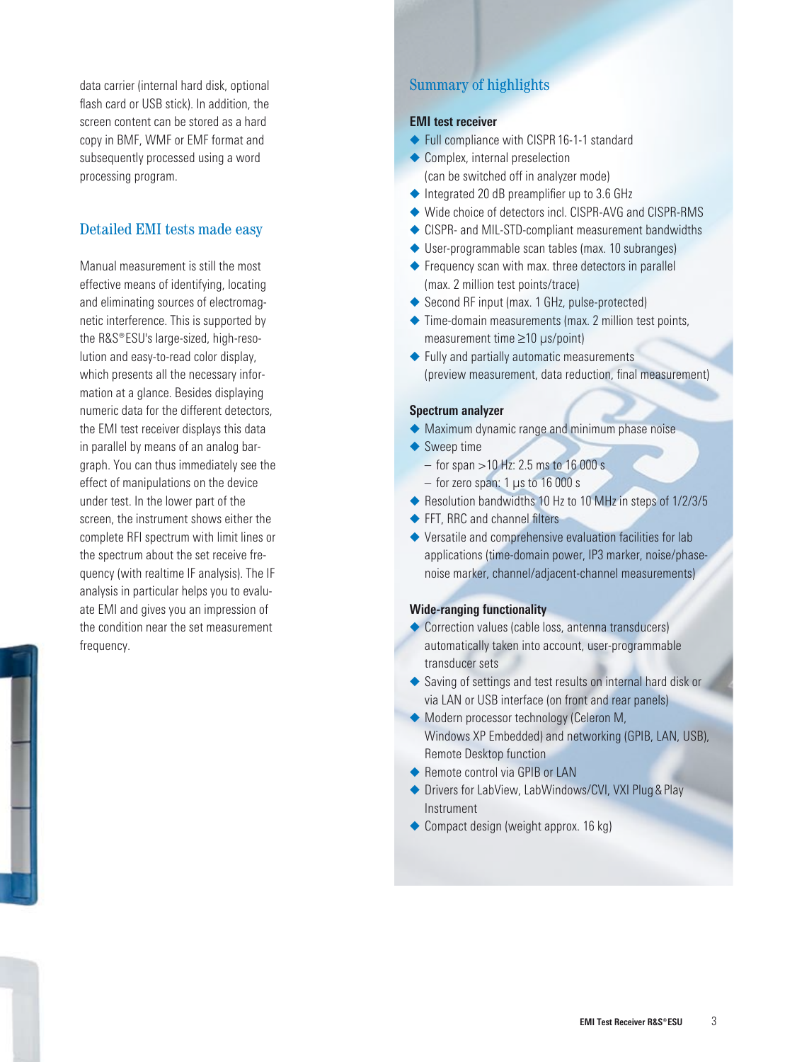data carrier (internal hard disk, optional flash card or USB stick). In addition, the screen content can be stored as a hard copy in BMF, WMF or EMF format and subsequently processed using a word processing program.

## Detailed EMI tests made easy

Manual measurement is still the most effective means of identifying, locating and eliminating sources of electromagnetic interference. This is supported by the R&S®ESU's large-sized, high-resolution and easy-to-read color display, which presents all the necessary information at a glance. Besides displaying numeric data for the different detectors, the EMI test receiver displays this data in parallel by means of an analog bargraph. You can thus immediately see the effect of manipulations on the device under test. In the lower part of the screen, the instrument shows either the complete RFI spectrum with limit lines or the spectrum about the set receive frequency (with realtime IF analysis). The IF analysis in particular helps you to evaluate EMI and gives you an impression of the condition near the set measurement frequency.

## Summary of highlights

### EMI test receiver

- Full compliance with CISPR 16-1-1 standard
- Complex, internal preselection (can be switched off in analyzer mode)
- Integrated 20 dB preamplifier up to 3.6 GHz
- Wide choice of detectors incl. CISPR-AVG and CISPR-RMS
- CISPR- and MIL-STD-compliant measurement bandwidths
- User-programmable scan tables (max. 10 subranges)
- Frequency scan with max. three detectors in parallel (max. 2 million test points/trace)
- Second RF input (max. 1 GHz, pulse-protected)
- Time-domain measurements (max. 2 million test points, measurement time ≥10 µs/point)
- Fully and partially automatic measurements (preview measurement, data reduction, final measurement)

### Spectrum analyzer

- Maximum dynamic range and minimum phase noise
- Sweep time
  - for span >10 Hz: 2.5 ms to 16 000 s
  - for zero span: 1 µs to 16 000 s
- Resolution bandwidths 10 Hz to 10 MHz in steps of 1/2/3/5
- FFT, RRC and channel filters
- Versatile and comprehensive evaluation facilities for lab applications (time-domain power, IP3 marker, noise/phase-noise marker, channel/adjacent-channel measurements)

### Wide-ranging functionality

- Correction values (cable loss, antenna transducers) automatically taken into account, user-programmable transducer sets
- Saving of settings and test results on internal hard disk or via LAN or USB interface (on front and rear panels)
- Modern processor technology (Celeron M, Windows XP Embedded) and networking (GPIB, LAN, USB), Remote Desktop function
- Remote control via GPIB or LAN
- Drivers for LabView, LabWindows/CVI, VXI Plug & Play Instrument
- Compact design (weight approx. 16 kg)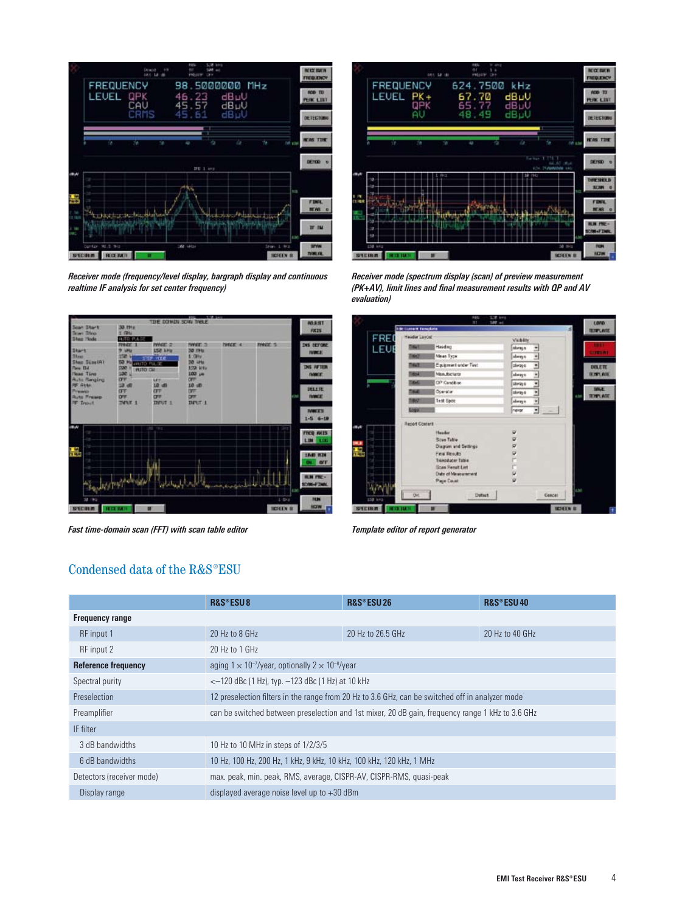*Receiver mode (frequency/level display, bargraph display and continuous realtime IF analysis for set center frequency)*

*Receiver mode (spectrum display (scan) of preview measurement (PK+AV), limit lines and final measurement results with QP and AV evaluation)*

*Fast time-domain scan (FFT) with scan table editor*

*Template editor of report generator*

## Condensed data of the R&S®ESU

| | R&S®ESU 8 | R&S®ESU 26 | R&S®ESU 40 |
|---|---|---|---|
| **Frequency range** | | | |
| RF input 1 | 20 Hz to 8 GHz | 20 Hz to 26.5 GHz | 20 Hz to 40 GHz |
| RF input 2 | 20 Hz to 1 GHz | | |
| **Reference frequency** | aging 1 × $10^{-7}$/year, optionally 2 × $10^{-8}$/year | | |
| Spectral purity | <–120 dBc (1 Hz), typ. –123 dBc (1 Hz) at 10 kHz | | |
| Preselection | 12 preselection filters in the range from 20 Hz to 3.6 GHz, can be switched off in analyzer mode | | |
| Preamplifier | can be switched between preselection and 1st mixer, 20 dB gain, frequency range 1 kHz to 3.6 GHz | | |
| IF filter | | | |
| 3 dB bandwidths | 10 Hz to 10 MHz in steps of 1/2/3/5 | | |
| 6 dB bandwidths | 10 Hz, 100 Hz, 200 Hz, 1 kHz, 9 kHz, 10 kHz, 100 kHz, 120 kHz, 1 MHz | | |
| Detectors (receiver mode) | max. peak, min. peak, RMS, average, CISPR-AV, CISPR-RMS, quasi-peak | | |
| Display range | displayed average noise level up to +30 dBm | | |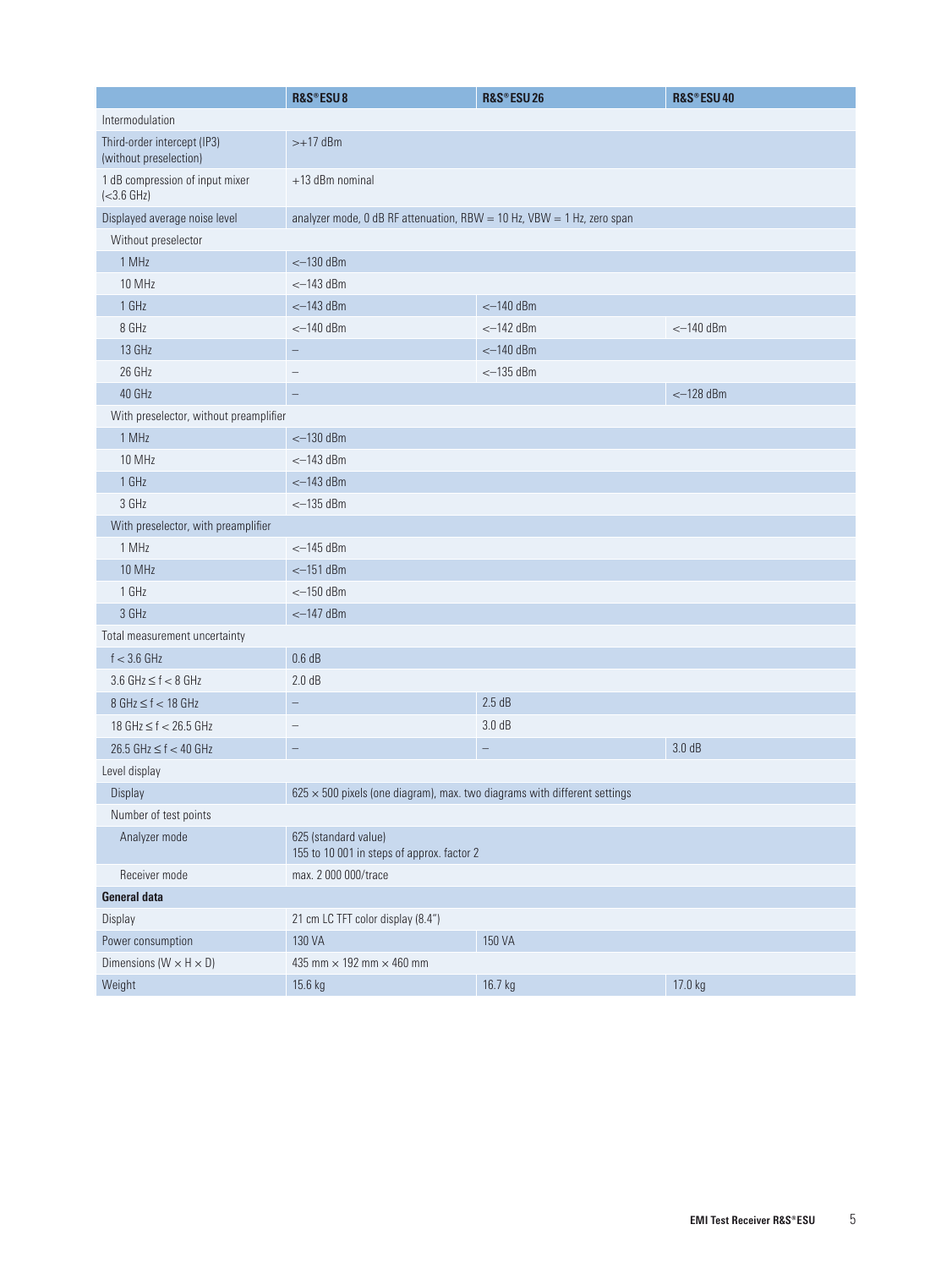| | R&S®ESU 8 | R&S®ESU 26 | R&S®ESU 40 |
|---|---|---|---|
| Intermodulation | | | |
| Third-order intercept (IP3) (without preselection) | >+17 dBm | | |
| 1 dB compression of input mixer (<3.6 GHz) | +13 dBm nominal | | |
| Displayed average noise level | analyzer mode, 0 dB RF attenuation, RBW = 10 Hz, VBW = 1 Hz, zero span | | |
| Without preselector | | | |
| 1 MHz | <–130 dBm | | |
| 10 MHz | <–143 dBm | | |
| 1 GHz | <–143 dBm | <–140 dBm | |
| 8 GHz | <–140 dBm | <–142 dBm | <–140 dBm |
| 13 GHz | – | <–140 dBm | |
| 26 GHz | – | <–135 dBm | |
| 40 GHz | – | | <–128 dBm |
| With preselector, without preamplifier | | | |
| 1 MHz | <–130 dBm | | |
| 10 MHz | <–143 dBm | | |
| 1 GHz | <–143 dBm | | |
| 3 GHz | <–135 dBm | | |
| With preselector, with preamplifier | | | |
| 1 MHz | <–145 dBm | | |
| 10 MHz | <–151 dBm | | |
| 1 GHz | <–150 dBm | | |
| 3 GHz | <–147 dBm | | |
| Total measurement uncertainty | | | |
| f < 3.6 GHz | 0.6 dB | | |
| 3.6 GHz ≤ f < 8 GHz | 2.0 dB | | |
| 8 GHz ≤ f < 18 GHz | – | 2.5 dB | |
| 18 GHz ≤ f < 26.5 GHz | – | 3.0 dB | |
| 26.5 GHz ≤ f < 40 GHz | – | – | 3.0 dB |
| Level display | | | |
| Display | 625 × 500 pixels (one diagram), max. two diagrams with different settings | | |
| Number of test points | | | |
| Analyzer mode | 625 (standard value)<br>155 to 10 001 in steps of approx. factor 2 | | |
| Receiver mode | max. 2 000 000/trace | | |
| **General data** | | | |
| Display | 21 cm LC TFT color display (8.4") | | |
| Power consumption | 130 VA | 150 VA | |
| Dimensions (W × H × D) | 435 mm × 192 mm × 460 mm | | |
| Weight | 15.6 kg | 16.7 kg | 17.0 kg |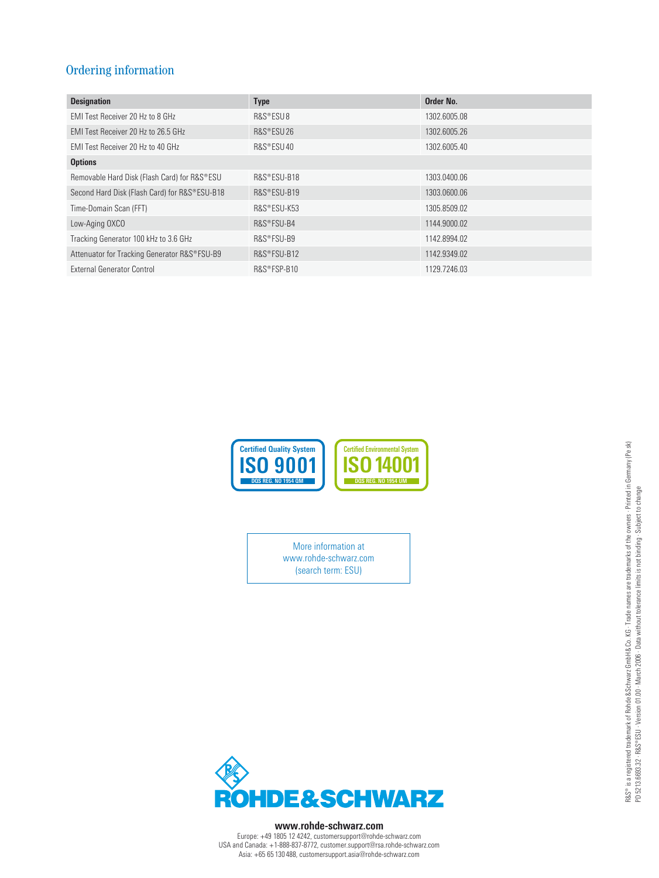## Ordering information

| Designation | Type | Order No. |
|---|---|---|
| EMI Test Receiver 20 Hz to 8 GHz | R&S®ESU 8 | 1302.6005.08 |
| EMI Test Receiver 20 Hz to 26.5 GHz | R&S®ESU 26 | 1302.6005.26 |
| EMI Test Receiver 20 Hz to 40 GHz | R&S®ESU 40 | 1302.6005.40 |
| **Options** | | |
| Removable Hard Disk (Flash Card) for R&S®ESU | R&S®ESU-B18 | 1303.0400.06 |
| Second Hard Disk (Flash Card) for R&S®ESU-B18 | R&S®ESU-B19 | 1303.0600.06 |
| Time-Domain Scan (FFT) | R&S®ESU-K53 | 1305.8509.02 |
| Low-Aging OXCO | R&S®FSU-B4 | 1144.9000.02 |
| Tracking Generator 100 kHz to 3.6 GHz | R&S®FSU-B9 | 1142.8994.02 |
| Attenuator for Tracking Generator R&S®FSU-B9 | R&S®FSU-B12 | 1142.9349.02 |
| External Generator Control | R&S®FSP-B10 | 1129.7246.03 |

Certified Quality System ISO 9001 DQS REG. NO 1954 QM

Certified Environmental System ISO 14001 DQS REG. NO 1954 UM

More information at
www.rohde-schwarz.com
(search term: ESU)

ROHDE&SCHWARZ

**www.rohde-schwarz.com**

Europe: +49 1805 12 4242, customersupport@rohde-schwarz.com
USA and Canada: +1-888-837-8772, customer.support@rsa.rohde-schwarz.com
Asia: +65 65 130 488, customersupport.asia@rohde-schwarz.com

R&S® is a registered trademark of Rohde&Schwarz GmbH&Co. KG · Trade names are trademarks of the owners · Printed in Germany (Pe sk)
PD 5213.6693.32 · R&S®ESU · Version 01.00 · March 2006 · Data without tolerance limits is not binding · Subject to change